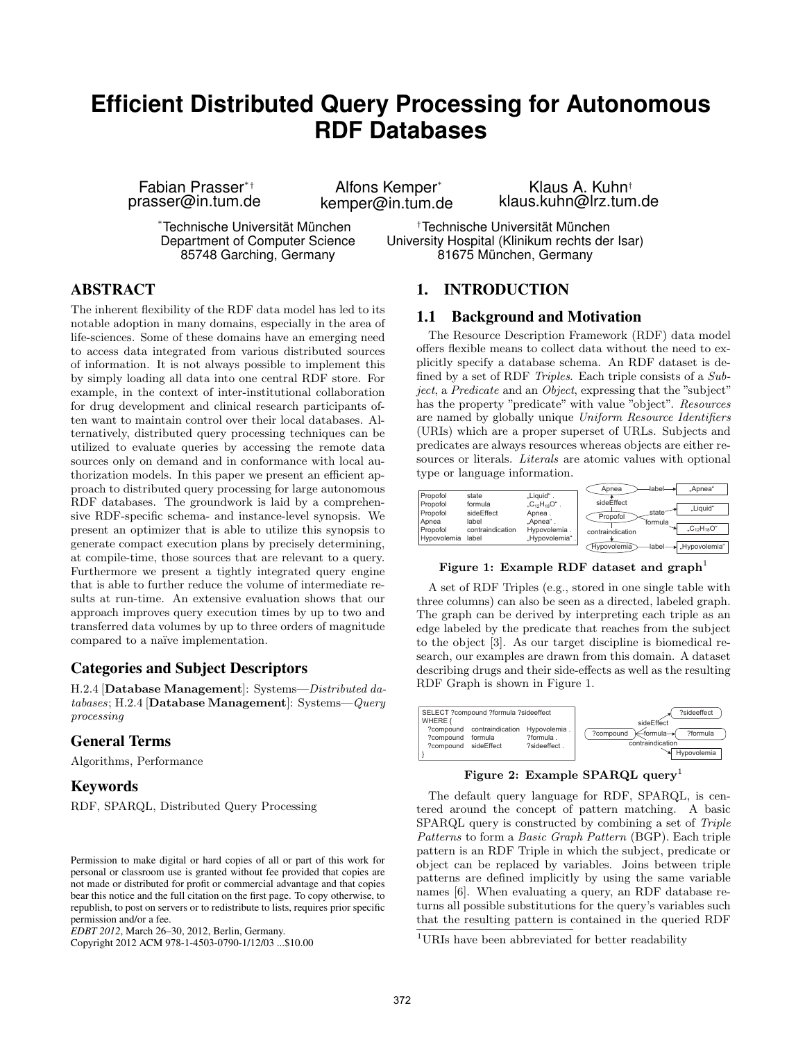# Efficient Distributed Query Processing for Autonomous RDF Databases

Fabian Prasser[*†]
prasser@in.tum.de

Alfons Kemper[*]
kemper@in.tum.de

Klaus A. Kuhn[†]
klaus.kuhn@lrz.tum.de

[*]Technische Universität München
Department of Computer Science
85748 Garching, Germany

[†]Technische Universität München
University Hospital (Klinikum rechts der Isar)
81675 München, Germany

## ABSTRACT

The inherent flexibility of the RDF data model has led to its notable adoption in many domains, especially in the area of life-sciences. Some of these domains have an emerging need to access data integrated from various distributed sources of information. It is not always possible to implement this by simply loading all data into one central RDF store. For example, in the context of inter-institutional collaboration for drug development and clinical research participants often want to maintain control over their local databases. Alternatively, distributed query processing techniques can be utilized to evaluate queries by accessing the remote data sources only on demand and in conformance with local authorization models. In this paper we present an efficient approach to distributed query processing for large autonomous RDF databases. The groundwork is laid by a comprehensive RDF-specific schema- and instance-level synopsis. We present an optimizer that is able to utilize this synopsis to generate compact execution plans by precisely determining, at compile-time, those sources that are relevant to a query. Furthermore we present a tightly integrated query engine that is able to further reduce the volume of intermediate results at run-time. An extensive evaluation shows that our approach improves query execution times by up to two and transferred data volumes by up to three orders of magnitude compared to a naïve implementation.

### Categories and Subject Descriptors

H.2.4 [**Database Management**]: Systems—*Distributed databases*; H.2.4 [**Database Management**]: Systems—*Query processing*

### General Terms

Algorithms, Performance

### Keywords

RDF, SPARQL, Distributed Query Processing

Permission to make digital or hard copies of all or part of this work for personal or classroom use is granted without fee provided that copies are not made or distributed for profit or commercial advantage and that copies bear this notice and the full citation on the first page. To copy otherwise, to republish, to post on servers or to redistribute to lists, requires prior specific permission and/or a fee.
*EDBT 2012*, March 26–30, 2012, Berlin, Germany.
Copyright 2012 ACM 978-1-4503-0790-1/12/03 ...$10.00

## 1. INTRODUCTION

### 1.1 Background and Motivation

The Resource Description Framework (RDF) data model offers flexible means to collect data without the need to explicitly specify a database schema. An RDF dataset is defined by a set of RDF *Triples*. Each triple consists of a *Subject*, a *Predicate* and an *Object*, expressing that the "subject" has the property "predicate" with value "object". *Resources* are named by globally unique *Uniform Resource Identifiers* (URIs) which are a proper superset of URLs. Subjects and predicates are always resources whereas objects are either resources or literals. *Literals* are atomic values with optional type or language information.

| | | |
|---|---|---|
| Propofol | state | „Liquid" . |
| Propofol | formula | „$C_{12}H_{18}O$" . |
| Propofol | sideEffect | Apnea . |
| Apnea | label | „Apnea" . |
| Propofol | contraindication | Hypovolemia . |
| Hypovolemia | label | „Hypovolemia" . |

Apnea
label
„Apnea"
sideEffect
„Liquid"
state
Propofol
formula
„$C_{12}H_{18}O$"
contraindication
Hypovolemia
label
„Hypovolemia"

**Figure 1: Example RDF dataset and graph**[1]

A set of RDF Triples (e.g., stored in one single table with three columns) can also be seen as a directed, labeled graph. The graph can be derived by interpreting each triple as an edge labeled by the predicate that reaches from the subject to the object [3]. As our target discipline is biomedical research, our examples are drawn from this domain. A dataset describing drugs and their side-effects as well as the resulting RDF Graph is shown in Figure 1.

```
SELECT ?compound ?formula ?sideeffect
WHERE {
  ?compound  contraindication  Hypovolemia .
  ?compound  formula           ?formula .
  ?compound  sideEffect        ?sideeffect .
}
```

?sideeffect
sideEffect
?compound
formula
?formula
contraindication
Hypovolemia

**Figure 2: Example SPARQL query**[1]

The default query language for RDF, SPARQL, is centered around the concept of pattern matching. A basic SPARQL query is constructed by combining a set of *Triple Patterns* to form a *Basic Graph Pattern* (BGP). Each triple pattern is an RDF Triple in which the subject, predicate or object can be replaced by variables. Joins between triple patterns are defined implicitly by using the same variable names [6]. When evaluating a query, an RDF database returns all possible substitutions for the query's variables such that the resulting pattern is contained in the queried RDF

[1]URIs have been abbreviated for better readability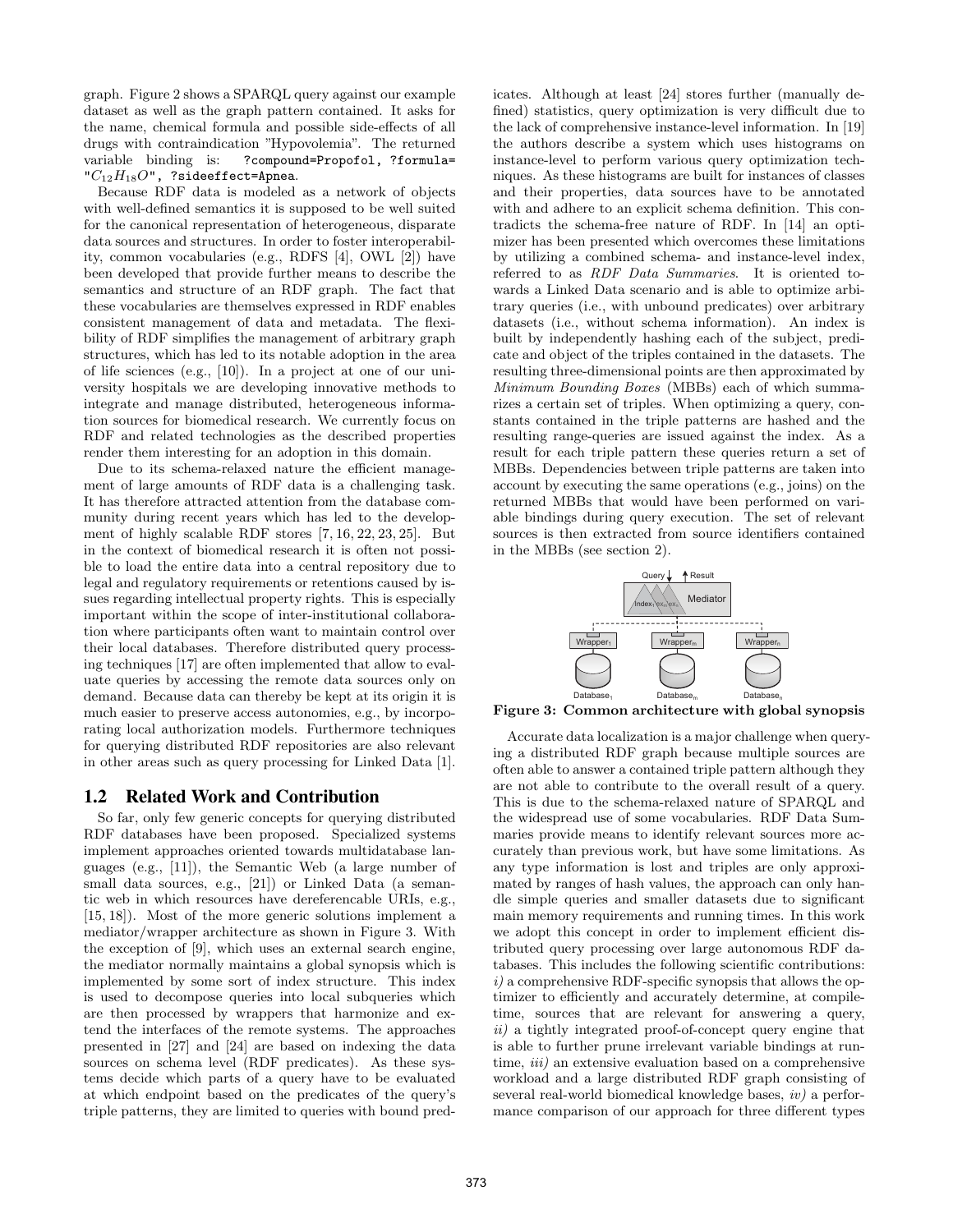graph. Figure 2 shows a SPARQL query against our example dataset as well as the graph pattern contained. It asks for the name, chemical formula and possible side-effects of all drugs with contraindication "Hypovolemia". The returned variable binding is: `?compound=Propofol, ?formula= "`$C_{12}H_{18}O$`", ?sideeffect=Apnea`.

Because RDF data is modeled as a network of objects with well-defined semantics it is supposed to be well suited for the canonical representation of heterogeneous, disparate data sources and structures. In order to foster interoperability, common vocabularies (e.g., RDFS [4], OWL [2]) have been developed that provide further means to describe the semantics and structure of an RDF graph. The fact that these vocabularies are themselves expressed in RDF enables consistent management of data and metadata. The flexibility of RDF simplifies the management of arbitrary graph structures, which has led to its notable adoption in the area of life sciences (e.g., [10]). In a project at one of our university hospitals we are developing innovative methods to integrate and manage distributed, heterogeneous information sources for biomedical research. We currently focus on RDF and related technologies as the described properties render them interesting for an adoption in this domain.

Due to its schema-relaxed nature the efficient management of large amounts of RDF data is a challenging task. It has therefore attracted attention from the database community during recent years which has led to the development of highly scalable RDF stores [7, 16, 22, 23, 25]. But in the context of biomedical research it is often not possible to load the entire data into a central repository due to legal and regulatory requirements or retentions caused by issues regarding intellectual property rights. This is especially important within the scope of inter-institutional collaboration where participants often want to maintain control over their local databases. Therefore distributed query processing techniques [17] are often implemented that allow to evaluate queries by accessing the remote data sources only on demand. Because data can thereby be kept at its origin it is much easier to preserve access autonomies, e.g., by incorporating local authorization models. Furthermore techniques for querying distributed RDF repositories are also relevant in other areas such as query processing for Linked Data [1].

## 1.2 Related Work and Contribution

So far, only few generic concepts for querying distributed RDF databases have been proposed. Specialized systems implement approaches oriented towards multidatabase languages (e.g., [11]), the Semantic Web (a large number of small data sources, e.g., [21]) or Linked Data (a semantic web in which resources have dereferencable URIs, e.g., [15, 18]). Most of the more generic solutions implement a mediator/wrapper architecture as shown in Figure 3. With the exception of [9], which uses an external search engine, the mediator normally maintains a global synopsis which is implemented by some sort of index structure. This index is used to decompose queries into local subqueries which are then processed by wrappers that harmonize and extend the interfaces of the remote systems. The approaches presented in [27] and [24] are based on indexing the data sources on schema level (RDF predicates). As these systems decide which parts of a query have to be evaluated at which endpoint based on the predicates of the query's triple patterns, they are limited to queries with bound predicates. Although at least [24] stores further (manually defined) statistics, query optimization is very difficult due to the lack of comprehensive instance-level information. In [19] the authors describe a system which uses histograms on instance-level to perform various query optimization techniques. As these histograms are built for instances of classes and their properties, data sources have to be annotated with and adhere to an explicit schema definition. This contradicts the schema-free nature of RDF. In [14] an optimizer has been presented which overcomes these limitations by utilizing a combined schema- and instance-level index, referred to as *RDF Data Summaries*. It is oriented towards a Linked Data scenario and is able to optimize arbitrary queries (i.e., with unbound predicates) over arbitrary datasets (i.e., without schema information). An index is built by independently hashing each of the subject, predicate and object of the triples contained in the datasets. The resulting three-dimensional points are then approximated by *Minimum Bounding Boxes* (MBBs) each of which summarizes a certain set of triples. When optimizing a query, constants contained in the triple patterns are hashed and the resulting range-queries are issued against the index. As a result for each triple pattern these queries return a set of MBBs. Dependencies between triple patterns are taken into account by executing the same operations (e.g., joins) on the returned MBBs that would have been performed on variable bindings during query execution. The set of relevant sources is then extracted from source identifiers contained in the MBBs (see section 2).

**Figure 3: Common architecture with global synopsis**

Accurate data localization is a major challenge when querying a distributed RDF graph because multiple sources are often able to answer a contained triple pattern although they are not able to contribute to the overall result of a query. This is due to the schema-relaxed nature of SPARQL and the widespread use of some vocabularies. RDF Data Summaries provide means to identify relevant sources more accurately than previous work, but have some limitations. As any type information is lost and triples are only approximated by ranges of hash values, the approach can only handle simple queries and smaller datasets due to significant main memory requirements and running times. In this work we adopt this concept in order to implement efficient distributed query processing over large autonomous RDF databases. This includes the following scientific contributions: *i)* a comprehensive RDF-specific synopsis that allows the optimizer to efficiently and accurately determine, at compile-time, sources that are relevant for answering a query, *ii)* a tightly integrated proof-of-concept query engine that is able to further prune irrelevant variable bindings at runtime, *iii)* an extensive evaluation based on a comprehensive workload and a large distributed RDF graph consisting of several real-world biomedical knowledge bases, *iv)* a performance comparison of our approach for three different types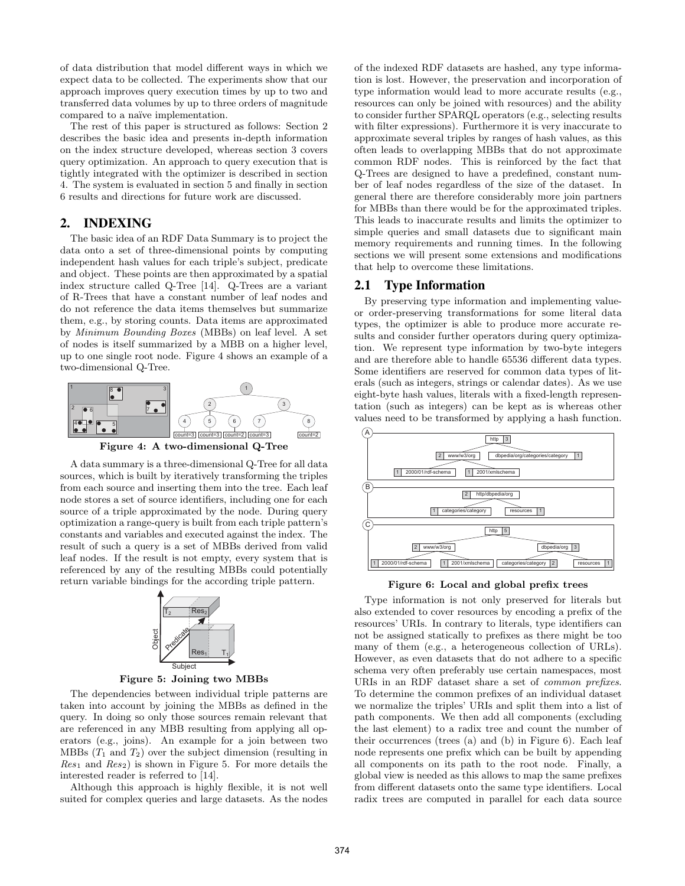of data distribution that model different ways in which we expect data to be collected. The experiments show that our approach improves query execution times by up to two and transferred data volumes by up to three orders of magnitude compared to a naïve implementation.

The rest of this paper is structured as follows: Section 2 describes the basic idea and presents in-depth information on the index structure developed, whereas section 3 covers query optimization. An approach to query execution that is tightly integrated with the optimizer is described in section 4. The system is evaluated in section 5 and finally in section 6 results and directions for future work are discussed.

## 2. INDEXING

The basic idea of an RDF Data Summary is to project the data onto a set of three-dimensional points by computing independent hash values for each triple's subject, predicate and object. These points are then approximated by a spatial index structure called Q-Tree [14]. Q-Trees are a variant of R-Trees that have a constant number of leaf nodes and do not reference the data items themselves but summarize them, e.g., by storing counts. Data items are approximated by *Minimum Bounding Boxes* (MBBs) on leaf level. A set of nodes is itself summarized by a MBB on a higher level, up to one single root node. Figure 4 shows an example of a two-dimensional Q-Tree.

1 8 3 2 6 7 4 5
1 2 3 4 5 6 7 8
count=3 count=3 count=2 count=3 count=2

**Figure 4: A two-dimensional Q-Tree**

A data summary is a three-dimensional Q-Tree for all data sources, which is built by iteratively transforming the triples from each source and inserting them into the tree. Each leaf node stores a set of source identifiers, including one for each source of a triple approximated by the node. During query optimization a range-query is built from each triple pattern's constants and variables and executed against the index. The result of such a query is a set of MBBs derived from valid leaf nodes. If the result is not empty, every system that is referenced by any of the resulting MBBs could potentially return variable bindings for the according triple pattern.

$T_2$ $Res_2$ Object Predicate $Res_1$ $T_1$ Subject

**Figure 5: Joining two MBBs**

The dependencies between individual triple patterns are taken into account by joining the MBBs as defined in the query. In doing so only those sources remain relevant that are referenced in any MBB resulting from applying all operators (e.g., joins). An example for a join between two MBBs ($T_1$ and $T_2$) over the subject dimension (resulting in $Res_1$ and $Res_2$) is shown in Figure 5. For more details the interested reader is referred to [14].

Although this approach is highly flexible, it is not well suited for complex queries and large datasets. As the nodes of the indexed RDF datasets are hashed, any type information is lost. However, the preservation and incorporation of type information would lead to more accurate results (e.g., resources can only be joined with resources) and the ability to consider further SPARQL operators (e.g., selecting results with filter expressions). Furthermore it is very inaccurate to approximate several triples by ranges of hash values, as this often leads to overlapping MBBs that do not approximate common RDF nodes. This is reinforced by the fact that Q-Trees are designed to have a predefined, constant number of leaf nodes regardless of the size of the dataset. In general there are therefore considerably more join partners for MBBs than there would be for the approximated triples. This leads to inaccurate results and limits the optimizer to simple queries and small datasets due to significant main memory requirements and running times. In the following sections we will present some extensions and modifications that help to overcome these limitations.

### 2.1 Type Information

By preserving type information and implementing value- or order-preserving transformations for some literal data types, the optimizer is able to produce more accurate results and consider further operators during query optimization. We represent type information by two-byte integers and are therefore able to handle 65536 different data types. Some identifiers are reserved for common data types of literals (such as integers, strings or calendar dates). As we use eight-byte hash values, literals with a fixed-length representation (such as integers) can be kept as is whereas other values need to be transformed by applying a hash function.

A
http 3
2 www/w3/org dbpedia/org/categories/category 1
1 2000/01/rdf-schema 1 2001/xmlschema
B
2 http/dbpedia/org
1 categories/category resources 1
C
http 5
2 www/w3/org dbpedia/org 3
1 2000/01/rdf-schema 1 2001/xmlschema categories/category 2 resources 1

**Figure 6: Local and global prefix trees**

Type information is not only preserved for literals but also extended to cover resources by encoding a prefix of the resources' URIs. In contrary to literals, type identifiers can not be assigned statically to prefixes as there might be too many of them (e.g., a heterogeneous collection of URLs). However, as even datasets that do not adhere to a specific schema very often preferably use certain namespaces, most URIs in an RDF dataset share a set of *common prefixes*. To determine the common prefixes of an individual dataset we normalize the triples' URIs and split them into a list of path components. We then add all components (excluding the last element) to a radix tree and count the number of their occurrences (trees (a) and (b) in Figure 6). Each leaf node represents one prefix which can be built by appending all components on its path to the root node. Finally, a global view is needed as this allows to map the same prefixes from different datasets onto the same type identifiers. Local radix trees are computed in parallel for each data source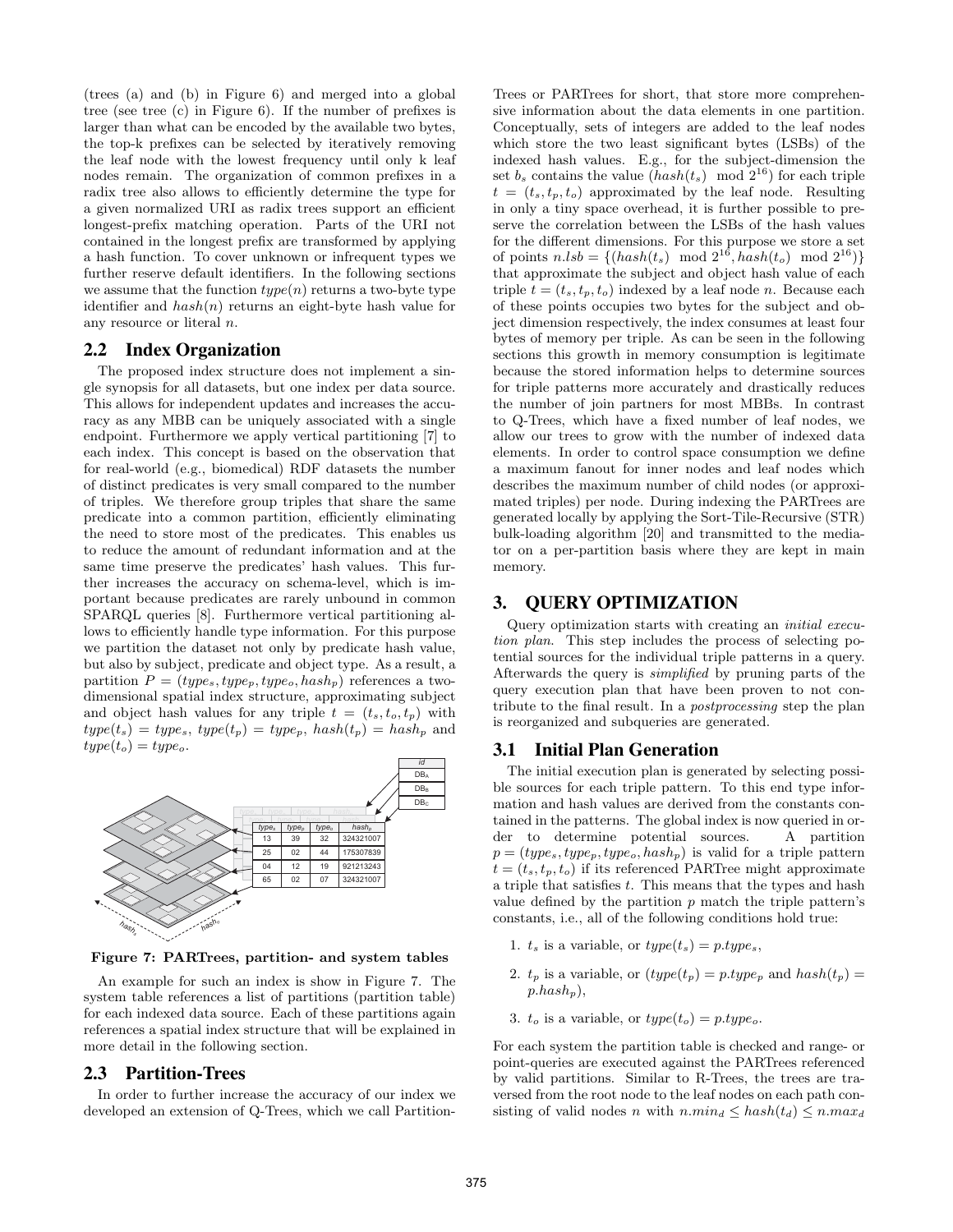(trees (a) and (b) in Figure 6) and merged into a global tree (see tree (c) in Figure 6). If the number of prefixes is larger than what can be encoded by the available two bytes, the top-k prefixes can be selected by iteratively removing the leaf node with the lowest frequency until only k leaf nodes remain. The organization of common prefixes in a radix tree also allows to efficiently determine the type for a given normalized URI as radix trees support an efficient longest-prefix matching operation. Parts of the URI not contained in the longest prefix are transformed by applying a hash function. To cover unknown or infrequent types we further reserve default identifiers. In the following sections we assume that the function $type(n)$ returns a two-byte type identifier and $hash(n)$ returns an eight-byte hash value for any resource or literal $n$.

## 2.2 Index Organization

The proposed index structure does not implement a single synopsis for all datasets, but one index per data source. This allows for independent updates and increases the accuracy as any MBB can be uniquely associated with a single endpoint. Furthermore we apply vertical partitioning [7] to each index. This concept is based on the observation that for real-world (e.g., biomedical) RDF datasets the number of distinct predicates is very small compared to the number of triples. We therefore group triples that share the same predicate into a common partition, efficiently eliminating the need to store most of the predicates. This enables us to reduce the amount of redundant information and at the same time preserve the predicates' hash values. This further increases the accuracy on schema-level, which is important because predicates are rarely unbound in common SPARQL queries [8]. Furthermore vertical partitioning allows to efficiently handle type information. For this purpose we partition the dataset not only by predicate hash value, but also by subject, predicate and object type. As a result, a partition $P = (type_s, type_p, type_o, hash_p)$ references a two-dimensional spatial index structure, approximating subject and object hash values for any triple $t = (t_s, t_o, t_p)$ with $type(t_s) = type_s$, $type(t_p) = type_p$, $hash(t_p) = hash_p$ and $type(t_o) = type_o$.

| id |
| --- |
| $DB_A$ |
| $DB_B$ |
| $DB_C$ |

| $type_s$ | $type_p$ | $type_o$ | $hash_p$ |
| --- | --- | --- | --- |
| 13 | 39 | 32 | 324321007 |
| 25 | 02 | 44 | 175307839 |
| 04 | 12 | 19 | 921213243 |
| 65 | 02 | 07 | 324321007 |

**Figure 7: PARTrees, partition- and system tables**

An example for such an index is show in Figure 7. The system table references a list of partitions (partition table) for each indexed data source. Each of these partitions again references a spatial index structure that will be explained in more detail in the following section.

## 2.3 Partition-Trees

In order to further increase the accuracy of our index we developed an extension of Q-Trees, which we call Partition-Trees or PARTrees for short, that store more comprehensive information about the data elements in one partition. Conceptually, sets of integers are added to the leaf nodes which store the two least significant bytes (LSBs) of the indexed hash values. E.g., for the subject-dimension the set $b_s$ contains the value $(hash(t_s) \mod 2^{16})$ for each triple $t = (t_s, t_p, t_o)$ approximated by the leaf node. Resulting in only a tiny space overhead, it is further possible to preserve the correlation between the LSBs of the hash values for the different dimensions. For this purpose we store a set of points $n.lsb = \{(hash(t_s) \mod 2^{16}, hash(t_o) \mod 2^{16})\}$ that approximate the subject and object hash value of each triple $t = (t_s, t_p, t_o)$ indexed by a leaf node $n$. Because each of these points occupies two bytes for the subject and object dimension respectively, the index consumes at least four bytes of memory per triple. As can be seen in the following sections this growth in memory consumption is legitimate because the stored information helps to determine sources for triple patterns more accurately and drastically reduces the number of join partners for most MBBs. In contrast to Q-Trees, which have a fixed number of leaf nodes, we allow our trees to grow with the number of indexed data elements. In order to control space consumption we define a maximum fanout for inner nodes and leaf nodes which describes the maximum number of child nodes (or approximated triples) per node. During indexing the PARTrees are generated locally by applying the Sort-Tile-Recursive (STR) bulk-loading algorithm [20] and transmitted to the mediator on a per-partition basis where they are kept in main memory.

# 3. QUERY OPTIMIZATION

Query optimization starts with creating an *initial execution plan*. This step includes the process of selecting potential sources for the individual triple patterns in a query. Afterwards the query is *simplified* by pruning parts of the query execution plan that have been proven to not contribute to the final result. In a *postprocessing* step the plan is reorganized and subqueries are generated.

## 3.1 Initial Plan Generation

The initial execution plan is generated by selecting possible sources for each triple pattern. To this end type information and hash values are derived from the constants contained in the patterns. The global index is now queried in order to determine potential sources. A partition $p = (type_s, type_p, type_o, hash_p)$ is valid for a triple pattern $t = (t_s, t_p, t_o)$ if its referenced PARTree might approximate a triple that satisfies $t$. This means that the types and hash value defined by the partition $p$ match the triple pattern's constants, i.e., all of the following conditions hold true:

1. $t_s$ is a variable, or $type(t_s) = p.type_s$,
2. $t_p$ is a variable, or $(type(t_p) = p.type_p$ and $hash(t_p) = p.hash_p)$,
3. $t_o$ is a variable, or $type(t_o) = p.type_o$.

For each system the partition table is checked and range- or point-queries are executed against the PARTrees referenced by valid partitions. Similar to R-Trees, the trees are traversed from the root node to the leaf nodes on each path consisting of valid nodes $n$ with $n.min_d \leq hash(t_d) \leq n.max_d$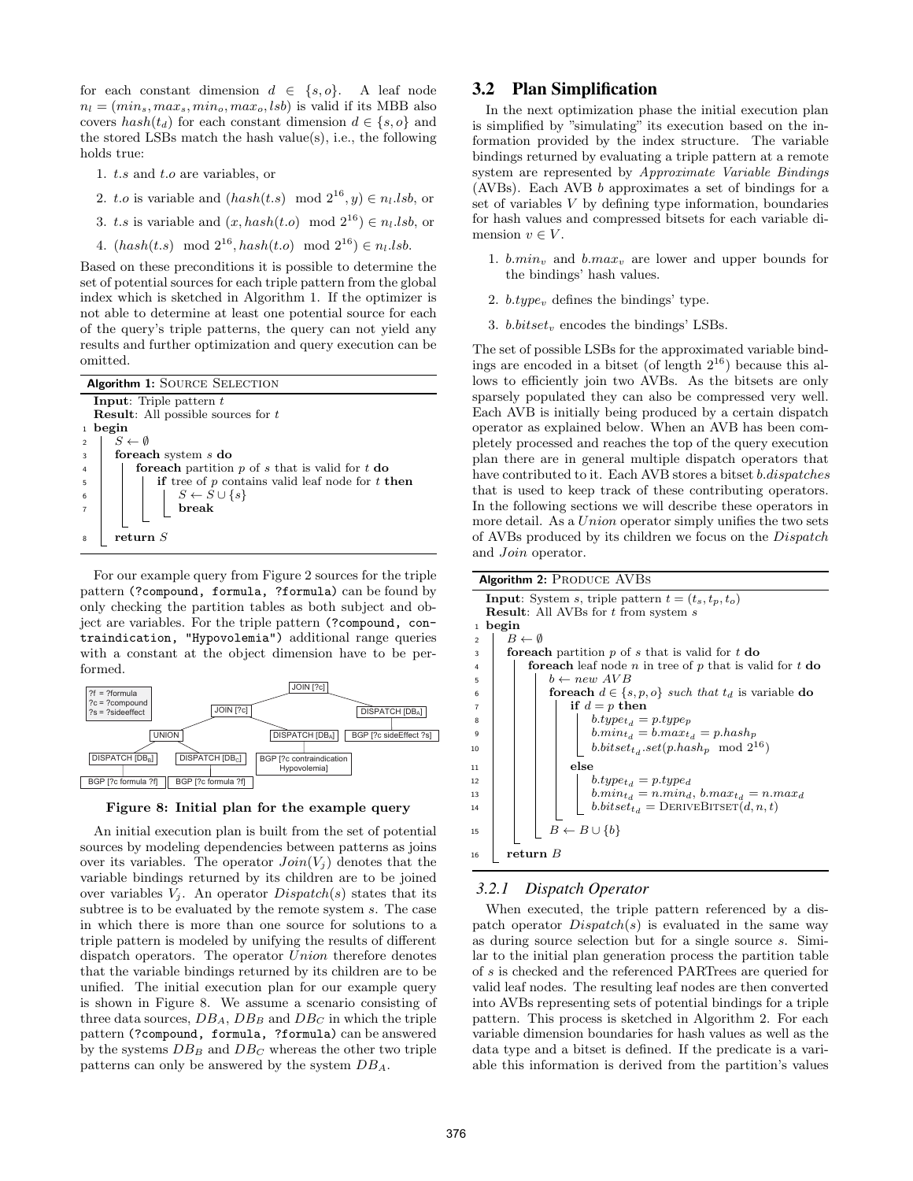for each constant dimension $d \in \{s, o\}$. A leaf node $n_l = (min_s, max_s, min_o, max_o, lsb)$ is valid if its MBB also covers $hash(t_d)$ for each constant dimension $d \in \{s, o\}$ and the stored LSBs match the hash value(s), i.e., the following holds true:

1. $t.s$ and $t.o$ are variables, or
2. $t.o$ is variable and $(hash(t.s) \mod 2^{16}, y) \in n_l.lsb$, or
3. $t.s$ is variable and $(x, hash(t.o) \mod 2^{16}) \in n_l.lsb$, or
4. $(hash(t.s) \mod 2^{16}, hash(t.o) \mod 2^{16}) \in n_l.lsb$.

Based on these preconditions it is possible to determine the set of potential sources for each triple pattern from the global index which is sketched in Algorithm 1. If the optimizer is not able to determine at least one potential source for each of the query's triple patterns, the query can not yield any results and further optimization and query execution can be omitted.

**Algorithm 1:** SOURCE SELECTION

```
  Input: Triple pattern t
  Result: All possible sources for t
1 begin
2   S ← ∅
3   foreach system s do
4     foreach partition p of s that is valid for t do
5       if tree of p contains valid leaf node for t then
6         S ← S ∪ {s}
7         break
8   return S
```

For our example query from Figure 2 sources for the triple pattern (?compound, formula, ?formula) can be found by only checking the partition tables as both subject and object are variables. For the triple pattern (?compound, contraindication, "Hypovolemia") additional range queries with a constant at the object dimension have to be performed.

**Figure 8: Initial plan for the example query**

An initial execution plan is built from the set of potential sources by modeling dependencies between patterns as joins over its variables. The operator $Join(V_j)$ denotes that the variable bindings returned by its children are to be joined over variables $V_j$. An operator $Dispatch(s)$ states that its subtree is to be evaluated by the remote system $s$. The case in which there is more than one source for solutions to a triple pattern is modeled by unifying the results of different dispatch operators. The operator $Union$ therefore denotes that the variable bindings returned by its children are to be unified. The initial execution plan for our example query is shown in Figure 8. We assume a scenario consisting of three data sources, $DB_A$, $DB_B$ and $DB_C$ in which the triple pattern (?compound, formula, ?formula) can be answered by the systems $DB_B$ and $DB_C$ whereas the other two triple patterns can only be answered by the system $DB_A$.

## 3.2 Plan Simplification

In the next optimization phase the initial execution plan is simplified by "simulating" its execution based on the information provided by the index structure. The variable bindings returned by evaluating a triple pattern at a remote system are represented by *Approximate Variable Bindings* (AVBs). Each AVB $b$ approximates a set of bindings for a set of variables $V$ by defining type information, boundaries for hash values and compressed bitsets for each variable dimension $v \in V$.

1. $b.min_v$ and $b.max_v$ are lower and upper bounds for the bindings' hash values.
2. $b.type_v$ defines the bindings' type.
3. $b.bitset_v$ encodes the bindings' LSBs.

The set of possible LSBs for the approximated variable bindings are encoded in a bitset (of length $2^{16}$) because this allows to efficiently join two AVBs. As the bitsets are only sparsely populated they can also be compressed very well. Each AVB is initially being produced by a certain dispatch operator as explained below. When an AVB has been completely processed and reaches the top of the query execution plan there are in general multiple dispatch operators that have contributed to it. Each AVB stores a bitset $b.dispatches$ that is used to keep track of these contributing operators. In the following sections we will describe these operators in more detail. As a $Union$ operator simply unifies the two sets of AVBs produced by its children we focus on the $Dispatch$ and $Join$ operator.

**Algorithm 2:** PRODUCE AVBS

```
   Input: System s, triple pattern t = (t_s, t_p, t_o)
   Result: All AVBs for t from system s
 1 begin
 2   B ← ∅
 3   foreach partition p of s that is valid for t do
 4     foreach leaf node n in tree of p that is valid for t do
 5       b ← new AVB
 6       foreach d ∈ {s, p, o} such that t_d is variable do
 7         if d = p then
 8           b.type_{t_d} = p.type_p
 9           b.min_{t_d} = b.max_{t_d} = p.hash_p
10           b.bitset_{t_d}.set(p.hash_p mod 2^16)
11         else
12           b.type_{t_d} = p.type_d
13           b.min_{t_d} = n.min_d, b.max_{t_d} = n.max_d
14           b.bitset_{t_d} = DERIVEBITSET(d, n, t)
15       B ← B ∪ {b}
16   return B
```

### 3.2.1 Dispatch Operator

When executed, the triple pattern referenced by a dispatch operator $Dispatch(s)$ is evaluated in the same way as during source selection but for a single source $s$. Similar to the initial plan generation process the partition table of $s$ is checked and the referenced PARTrees are queried for valid leaf nodes. The resulting leaf nodes are then converted into AVBs representing sets of potential bindings for a triple pattern. This process is sketched in Algorithm 2. For each variable dimension boundaries for hash values as well as the data type and a bitset is defined. If the predicate is a variable this information is derived from the partition's values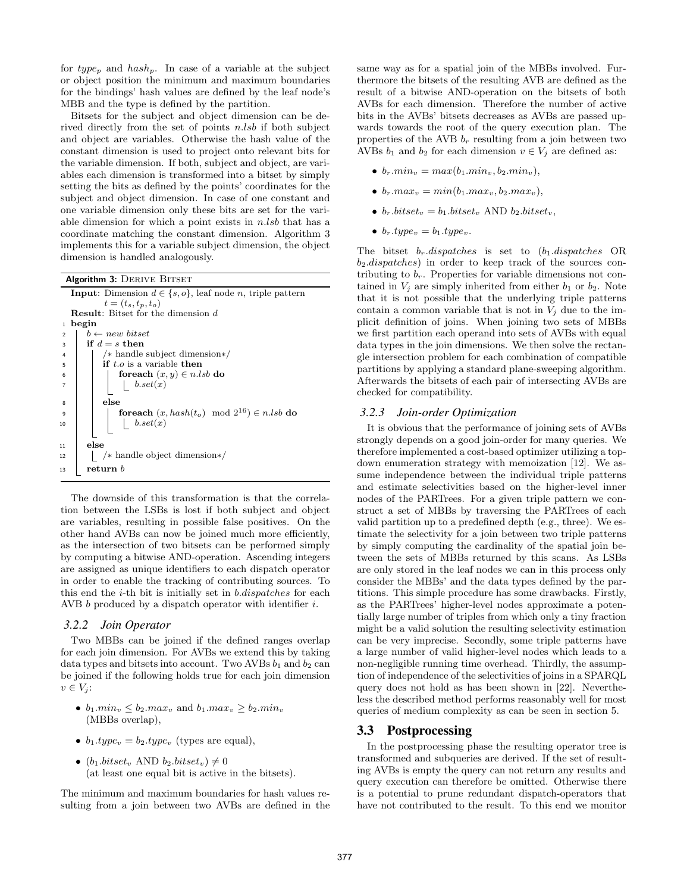for $type_p$ and $hash_p$. In case of a variable at the subject or object position the minimum and maximum boundaries for the bindings' hash values are defined by the leaf node's MBB and the type is defined by the partition.

Bitsets for the subject and object dimension can be derived directly from the set of points $n.lsb$ if both subject and object are variables. Otherwise the hash value of the constant dimension is used to project onto relevant bits for the variable dimension. If both, subject and object, are variables each dimension is transformed into a bitset by simply setting the bits as defined by the points' coordinates for the subject and object dimension. In case of one constant and one variable dimension only these bits are set for the variable dimension for which a point exists in $n.lsb$ that has a coordinate matching the constant dimension. Algorithm 3 implements this for a variable subject dimension, the object dimension is handled analogously.

**Algorithm 3:** DERIVE BITSET

```
   Input: Dimension d ∈ {s, o}, leaf node n, triple pattern
          t = (t_s, t_p, t_o)
   Result: Bitset for the dimension d
 1 begin
 2   b ← new bitset
 3   if d = s then
 4     /* handle subject dimension*/
 5     if t.o is a variable then
 6       foreach (x, y) ∈ n.lsb do
 7         b.set(x)
 8     else
 9       foreach (x, hash(t_o) mod 2^16) ∈ n.lsb do
10         b.set(x)
11   else
12     /* handle object dimension*/
13   return b
```

The downside of this transformation is that the correlation between the LSBs is lost if both subject and object are variables, resulting in possible false positives. On the other hand AVBs can now be joined much more efficiently, as the intersection of two bitsets can be performed simply by computing a bitwise AND-operation. Ascending integers are assigned as unique identifiers to each dispatch operator in order to enable the tracking of contributing sources. To this end the $i$-th bit is initially set in $b.dispatches$ for each AVB $b$ produced by a dispatch operator with identifier $i$.

### 3.2.2 Join Operator

Two MBBs can be joined if the defined ranges overlap for each join dimension. For AVBs we extend this by taking data types and bitsets into account. Two AVBs $b_1$ and $b_2$ can be joined if the following holds true for each join dimension $v \in V_j$:

- $b_1.min_v \leq b_2.max_v$ and $b_1.max_v \geq b_2.min_v$ (MBBs overlap),
- $b_1.type_v = b_2.type_v$ (types are equal),
- $(b_1.bitset_v \text{ AND } b_2.bitset_v) \neq 0$ (at least one equal bit is active in the bitsets).

The minimum and maximum boundaries for hash values resulting from a join between two AVBs are defined in the same way as for a spatial join of the MBBs involved. Furthermore the bitsets of the resulting AVB are defined as the result of a bitwise AND-operation on the bitsets of both AVBs for each dimension. Therefore the number of active bits in the AVBs' bitsets decreases as AVBs are passed upwards towards the root of the query execution plan. The properties of the AVB $b_r$ resulting from a join between two AVBs $b_1$ and $b_2$ for each dimension $v \in V_j$ are defined as:

- $b_r.min_v = max(b_1.min_v, b_2.min_v)$,
- $b_r.max_v = min(b_1.max_v, b_2.max_v)$,
- $b_r.bitset_v = b_1.bitset_v \text{ AND } b_2.bitset_v$,
- $b_r.type_v = b_1.type_v$.

The bitset $b_r.dispatches$ is set to ($b_1.dispatches$ OR $b_2.dispatches$) in order to keep track of the sources contributing to $b_r$. Properties for variable dimensions not contained in $V_j$ are simply inherited from either $b_1$ or $b_2$. Note that it is not possible that the underlying triple patterns contain a common variable that is not in $V_j$ due to the implicit definition of joins. When joining two sets of MBBs we first partition each operand into sets of AVBs with equal data types in the join dimensions. We then solve the rectangle intersection problem for each combination of compatible partitions by applying a standard plane-sweeping algorithm. Afterwards the bitsets of each pair of intersecting AVBs are checked for compatibility.

### 3.2.3 Join-order Optimization

It is obvious that the performance of joining sets of AVBs strongly depends on a good join-order for many queries. We therefore implemented a cost-based optimizer utilizing a top-down enumeration strategy with memoization [12]. We assume independence between the individual triple patterns and estimate selectivities based on the higher-level inner nodes of the PARTrees. For a given triple pattern we construct a set of MBBs by traversing the PARTrees of each valid partition up to a predefined depth (e.g., three). We estimate the selectivity for a join between two triple patterns by simply computing the cardinality of the spatial join between the sets of MBBs returned by this scans. As LSBs are only stored in the leaf nodes we can in this process only consider the MBBs' and the data types defined by the partitions. This simple procedure has some drawbacks. Firstly, as the PARTrees' higher-level nodes approximate a potentially large number of triples from which only a tiny fraction might be a valid solution the resulting selectivity estimation can be very imprecise. Secondly, some triple patterns have a large number of valid higher-level nodes which leads to a non-negligible running time overhead. Thirdly, the assumption of independence of the selectivities of joins in a SPARQL query does not hold as has been shown in [22]. Nevertheless the described method performs reasonably well for most queries of medium complexity as can be seen in section 5.

## 3.3 Postprocessing

In the postprocessing phase the resulting operator tree is transformed and subqueries are derived. If the set of resulting AVBs is empty the query can not return any results and query execution can therefore be omitted. Otherwise there is a potential to prune redundant dispatch-operators that have not contributed to the result. To this end we monitor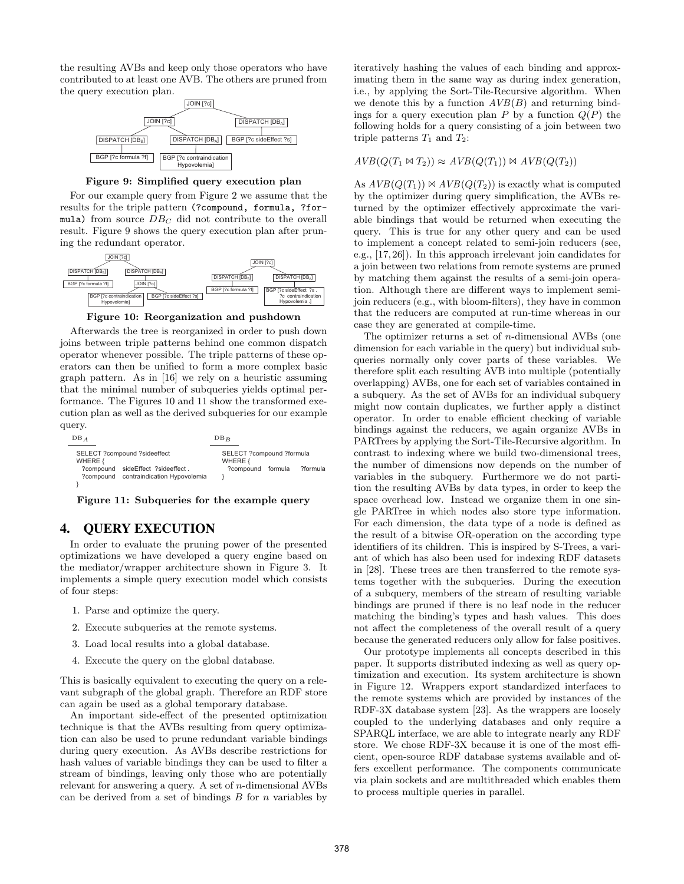the resulting AVBs and keep only those operators who have contributed to at least one AVB. The others are pruned from the query execution plan.

JOIN [?c]
JOIN [?c]
DISPATCH [DB_A]
DISPATCH [DB_B]
DISPATCH [DB_A]
BGP [?c sideEffect ?s]
BGP [?c formula ?f]
BGP [?c contraindication Hypovolemia]

**Figure 9: Simplified query execution plan**

For our example query from Figure 2 we assume that the results for the triple pattern `(?compound, formula, ?formula)` from source $DB_C$ did not contribute to the overall result. Figure 9 shows the query execution plan after pruning the redundant operator.

JOIN [?c]
DISPATCH [DB_B]
DISPATCH [DB_A]
BGP [?c formula ?f]
JOIN [?c]
BGP [?c contraindication Hypovolemia]
BGP [?c sideEffect ?s]

JOIN [?c]
DISPATCH [DB_B]
DISPATCH [DB_A]
BGP [?c formula ?f]
BGP [?c sideEffect ?s . ?c contraindication Hypovolemia .]

**Figure 10: Reorganization and pushdown**

Afterwards the tree is reorganized in order to push down joins between triple patterns behind one common dispatch operator whenever possible. The triple patterns of these operators can then be unified to form a more complex basic graph pattern. As in [16] we rely on a heuristic assuming that the minimal number of subqueries yields optimal performance. The Figures 10 and 11 show the transformed execution plan as well as the derived subqueries for our example query.

$DB_A$

```
SELECT ?compound ?sideeffect
WHERE {
  ?compound  sideEffect ?sideeffect .
  ?compound  contraindication Hypovolemia
}
```

$DB_B$

```
SELECT ?compound ?formula
WHERE {
  ?compound  formula  ?formula
}
```

**Figure 11: Subqueries for the example query**

## 4. QUERY EXECUTION

In order to evaluate the pruning power of the presented optimizations we have developed a query engine based on the mediator/wrapper architecture shown in Figure 3. It implements a simple query execution model which consists of four steps:

1. Parse and optimize the query.
2. Execute subqueries at the remote systems.
3. Load local results into a global database.
4. Execute the query on the global database.

This is basically equivalent to executing the query on a relevant subgraph of the global graph. Therefore an RDF store can again be used as a global temporary database.

An important side-effect of the presented optimization technique is that the AVBs resulting from query optimization can also be used to prune redundant variable bindings during query execution. As AVBs describe restrictions for hash values of variable bindings they can be used to filter a stream of bindings, leaving only those who are potentially relevant for answering a query. A set of $n$-dimensional AVBs can be derived from a set of bindings $B$ for $n$ variables by iteratively hashing the values of each binding and approximating them in the same way as during index generation, i.e., by applying the Sort-Tile-Recursive algorithm. When we denote this by a function $AVB(B)$ and returning bindings for a query execution plan $P$ by a function $Q(P)$ the following holds for a query consisting of a join between two triple patterns $T_1$ and $T_2$:

$$AVB(Q(T_1 \bowtie T_2)) \approx AVB(Q(T_1)) \bowtie AVB(Q(T_2))$$

As $AVB(Q(T_1)) \bowtie AVB(Q(T_2))$ is exactly what is computed by the optimizer during query simplification, the AVBs returned by the optimizer effectively approximate the variable bindings that would be returned when executing the query. This is true for any other query and can be used to implement a concept related to semi-join reducers (see, e.g., [17,26]). In this approach irrelevant join candidates for a join between two relations from remote systems are pruned by matching them against the results of a semi-join operation. Although there are different ways to implement semi-join reducers (e.g., with bloom-filters), they have in common that the reducers are computed at run-time whereas in our case they are generated at compile-time.

The optimizer returns a set of $n$-dimensional AVBs (one dimension for each variable in the query) but individual subqueries normally only cover parts of these variables. We therefore split each resulting AVB into multiple (potentially overlapping) AVBs, one for each set of variables contained in a subquery. As the set of AVBs for an individual subquery might now contain duplicates, we further apply a distinct operator. In order to enable efficient checking of variable bindings against the reducers, we again organize AVBs in PARTrees by applying the Sort-Tile-Recursive algorithm. In contrast to indexing where we build two-dimensional trees, the number of dimensions now depends on the number of variables in the subquery. Furthermore we do not partition the resulting AVBs by data types, in order to keep the space overhead low. Instead we organize them in one single PARTree in which nodes also store type information. For each dimension, the data type of a node is defined as the result of a bitwise OR-operation on the according type identifiers of its children. This is inspired by S-Trees, a variant of which has also been used for indexing RDF datasets in [28]. These trees are then transferred to the remote systems together with the subqueries. During the execution of a subquery, members of the stream of resulting variable bindings are pruned if there is no leaf node in the reducer matching the binding's types and hash values. This does not affect the completeness of the overall result of a query because the generated reducers only allow for false positives.

Our prototype implements all concepts described in this paper. It supports distributed indexing as well as query optimization and execution. Its system architecture is shown in Figure 12. Wrappers export standardized interfaces to the remote systems which are provided by instances of the RDF-3X database system [23]. As the wrappers are loosely coupled to the underlying databases and only require a SPARQL interface, we are able to integrate nearly any RDF store. We chose RDF-3X because it is one of the most efficient, open-source RDF database systems available and offers excellent performance. The components communicate via plain sockets and are multithreaded which enables them to process multiple queries in parallel.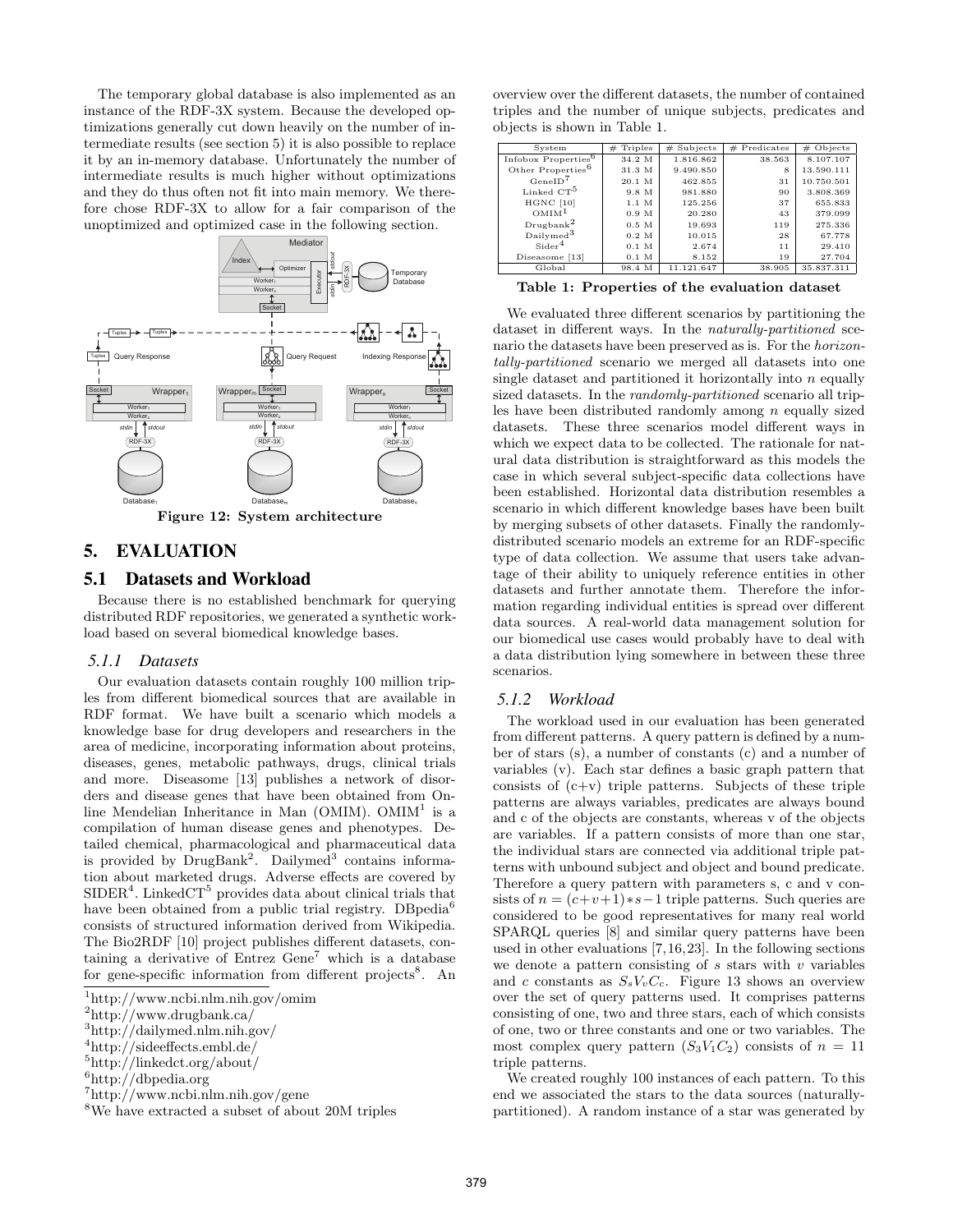The temporary global database is also implemented as an instance of the RDF-3X system. Because the developed optimizations generally cut down heavily on the number of intermediate results (see section 5) it is also possible to replace it by an in-memory database. Unfortunately the number of intermediate results is much higher without optimizations and they do thus often not fit into main memory. We therefore chose RDF-3X to allow for a fair comparison of the unoptimized and optimized case in the following section.

Figure 12: System architecture

## 5. EVALUATION

### 5.1 Datasets and Workload

Because there is no established benchmark for querying distributed RDF repositories, we generated a synthetic workload based on several biomedical knowledge bases.

#### 5.1.1 Datasets

Our evaluation datasets contain roughly 100 million triples from different biomedical sources that are available in RDF format. We have built a scenario which models a knowledge base for drug developers and researchers in the area of medicine, incorporating information about proteins, diseases, genes, metabolic pathways, drugs, clinical trials and more. Diseasome [13] publishes a network of disorders and disease genes that have been obtained from Online Mendelian Inheritance in Man (OMIM). OMIM[1] is a compilation of human disease genes and phenotypes. Detailed chemical, pharmacological and pharmaceutical data is provided by DrugBank[2]. Dailymed[3] contains information about marketed drugs. Adverse effects are covered by SIDER[4]. LinkedCT[5] provides data about clinical trials that have been obtained from a public trial registry. DBpedia[6] consists of structured information derived from Wikipedia. The Bio2RDF [10] project publishes different datasets, containing a derivative of Entrez Gene[7] which is a database for gene-specific information from different projects[8]. An overview over the different datasets, the number of contained triples and the number of unique subjects, predicates and objects is shown in Table 1.

[1] http://www.ncbi.nlm.nih.gov/omim

[2] http://www.drugbank.ca/

[3] http://dailymed.nlm.nih.gov/

[4] http://sideeffects.embl.de/

[5] http://linkedct.org/about/

[6] http://dbpedia.org

[7] http://www.ncbi.nlm.nih.gov/gene

[8] We have extracted a subset of about 20M triples

| System | # Triples | # Subjects | # Predicates | # Objects |
|---|---|---|---|---|
| Infobox Properties[6] | 34.2 M | 1.816.862 | 38.563 | 8.107.107 |
| Other Properties[6] | 31.3 M | 9.490.850 | 8 | 13.590.111 |
| GeneID[7] | 20.1 M | 462.855 | 31 | 10.750.501 |
| Linked CT[5] | 9.8 M | 981.880 | 90 | 3.808.369 |
| HGNC [10] | 1.1 M | 125.256 | 37 | 655.833 |
| OMIM[1] | 0.9 M | 20.280 | 43 | 379.099 |
| Drugbank[2] | 0.5 M | 19.693 | 119 | 275.336 |
| Dailymed[3] | 0.2 M | 10.015 | 28 | 67.778 |
| Sider[4] | 0.1 M | 2.674 | 11 | 29.410 |
| Diseasome [13] | 0.1 M | 8.152 | 19 | 27.704 |
| Global | 98.4 M | 11.121.647 | 38.905 | 35.837.311 |

**Table 1: Properties of the evaluation dataset**

We evaluated three different scenarios by partitioning the dataset in different ways. In the *naturally-partitioned* scenario the datasets have been preserved as is. For the *horizontally-partitioned* scenario we merged all datasets into one single dataset and partitioned it horizontally into $n$ equally sized datasets. In the *randomly-partitioned* scenario all triples have been distributed randomly among $n$ equally sized datasets. These three scenarios model different ways in which we expect data to be collected. The rationale for natural data distribution is straightforward as this models the case in which several subject-specific data collections have been established. Horizontal data distribution resembles a scenario in which different knowledge bases have been built by merging subsets of other datasets. Finally the randomly-distributed scenario models an extreme for an RDF-specific type of data collection. We assume that users take advantage of their ability to uniquely reference entities in other datasets and further annotate them. Therefore the information regarding individual entities is spread over different data sources. A real-world data management solution for our biomedical use cases would probably have to deal with a data distribution lying somewhere in between these three scenarios.

#### 5.1.2 Workload

The workload used in our evaluation has been generated from different patterns. A query pattern is defined by a number of stars (s), a number of constants (c) and a number of variables (v). Each star defines a basic graph pattern that consists of (c+v) triple patterns. Subjects of these triple patterns are always variables, predicates are always bound and c of the objects are constants, whereas v of the objects are variables. If a pattern consists of more than one star, the individual stars are connected via additional triple patterns with unbound subject and object and bound predicate. Therefore a query pattern with parameters s, c and v consists of $n = (c+v+1)*s-1$ triple patterns. Such queries are considered to be good representatives for many real world SPARQL queries [8] and similar query patterns have been used in other evaluations [7,16,23]. In the following sections we denote a pattern consisting of $s$ stars with $v$ variables and $c$ constants as $S_sV_vC_c$. Figure 13 shows an overview over the set of query patterns used. It comprises patterns consisting of one, two and three stars, each of which consists of one, two or three constants and one or two variables. The most complex query pattern ($S_3V_1C_2$) consists of $n = 11$ triple patterns.

We created roughly 100 instances of each pattern. To this end we associated the stars to the data sources (naturally-partitioned). A random instance of a star was generated by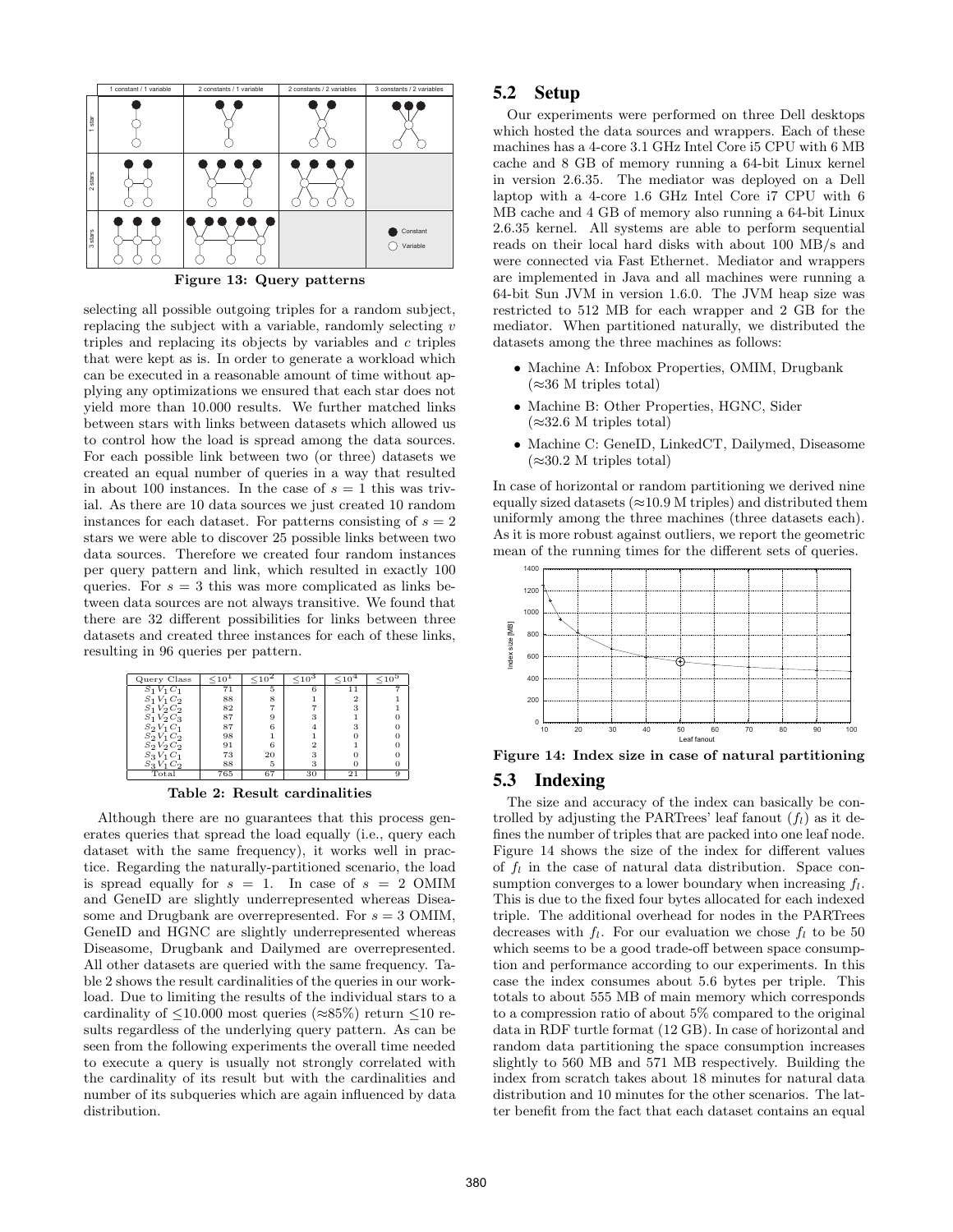Figure 13: Query patterns

selecting all possible outgoing triples for a random subject, replacing the subject with a variable, randomly selecting $v$ triples and replacing its objects by variables and $c$ triples that were kept as is. In order to generate a workload which can be executed in a reasonable amount of time without applying any optimizations we ensured that each star does not yield more than 10.000 results. We further matched links between stars with links between datasets which allowed us to control how the load is spread among the data sources. For each possible link between two (or three) datasets we created an equal number of queries in a way that resulted in about 100 instances. In the case of $s = 1$ this was trivial. As there are 10 data sources we just created 10 random instances for each dataset. For patterns consisting of $s = 2$ stars we were able to discover 25 possible links between two data sources. Therefore we created four random instances per query pattern and link, which resulted in exactly 100 queries. For $s = 3$ this was more complicated as links between data sources are not always transitive. We found that there are 32 different possibilities for links between three datasets and created three instances for each of these links, resulting in 96 queries per pattern.

| Query Class | $\leq 10^1$ | $\leq 10^2$ | $\leq 10^3$ | $\leq 10^4$ | $\leq 10^5$ |
|---|---|---|---|---|---|
| $S_1V_1C_1$ | 71 | 5 | 6 | 11 | 7 |
| $S_1V_1C_2$ | 88 | 8 | 1 | 2 | 1 |
| $S_1V_2C_2$ | 82 | 7 | 7 | 3 | 1 |
| $S_1V_2C_3$ | 87 | 9 | 3 | 1 | 0 |
| $S_2V_1C_1$ | 87 | 6 | 4 | 3 | 0 |
| $S_2V_1C_2$ | 98 | 1 | 1 | 0 | 0 |
| $S_2V_2C_2$ | 91 | 6 | 2 | 1 | 0 |
| $S_3V_1C_1$ | 73 | 20 | 3 | 0 | 0 |
| $S_3V_1C_2$ | 88 | 5 | 3 | 0 | 0 |
| Total | 765 | 67 | 30 | 21 | 9 |

**Table 2: Result cardinalities**

Although there are no guarantees that this process generates queries that spread the load equally (i.e., query each dataset with the same frequency), it works well in practice. Regarding the naturally-partitioned scenario, the load is spread equally for $s = 1$. In case of $s = 2$ OMIM and GeneID are slightly underrepresented whereas Diseasome and Drugbank are overrepresented. For $s = 3$ OMIM, GeneID and HGNC are slightly underrepresented whereas Diseasome, Drugbank and Dailymed are overrepresented. All other datasets are queried with the same frequency. Table 2 shows the result cardinalities of the queries in our workload. Due to limiting the results of the individual stars to a cardinality of ≤10.000 most queries (≈85%) return ≤10 results regardless of the underlying query pattern. As can be seen from the following experiments the overall time needed to execute a query is usually not strongly correlated with the cardinality of its result but with the cardinalities and number of its subqueries which are again influenced by data distribution.

## 5.2 Setup

Our experiments were performed on three Dell desktops which hosted the data sources and wrappers. Each of these machines has a 4-core 3.1 GHz Intel Core i5 CPU with 6 MB cache and 8 GB of memory running a 64-bit Linux kernel in version 2.6.35. The mediator was deployed on a Dell laptop with a 4-core 1.6 GHz Intel Core i7 CPU with 6 MB cache and 4 GB of memory also running a 64-bit Linux 2.6.35 kernel. All systems are able to perform sequential reads on their local hard disks with about 100 MB/s and were connected via Fast Ethernet. Mediator and wrappers are implemented in Java and all machines were running a 64-bit Sun JVM in version 1.6.0. The JVM heap size was restricted to 512 MB for each wrapper and 2 GB for the mediator. When partitioned naturally, we distributed the datasets among the three machines as follows:

- Machine A: Infobox Properties, OMIM, Drugbank (≈36 M triples total)
- Machine B: Other Properties, HGNC, Sider (≈32.6 M triples total)
- Machine C: GeneID, LinkedCT, Dailymed, Diseasome (≈30.2 M triples total)

In case of horizontal or random partitioning we derived nine equally sized datasets (≈10.9 M triples) and distributed them uniformly among the three machines (three datasets each). As it is more robust against outliers, we report the geometric mean of the running times for the different sets of queries.

Figure 14: Index size in case of natural partitioning

## 5.3 Indexing

The size and accuracy of the index can basically be controlled by adjusting the PARTrees' leaf fanout ($f_l$) as it defines the number of triples that are packed into one leaf node. Figure 14 shows the size of the index for different values of $f_l$ in the case of natural data distribution. Space consumption converges to a lower boundary when increasing $f_l$. This is due to the fixed four bytes allocated for each indexed triple. The additional overhead for nodes in the PARTrees decreases with $f_l$. For our evaluation we chose $f_l$ to be 50 which seems to be a good trade-off between space consumption and performance according to our experiments. In this case the index consumes about 5.6 bytes per triple. This totals to about 555 MB of main memory which corresponds to a compression ratio of about 5% compared to the original data in RDF turtle format (12 GB). In case of horizontal and random data partitioning the space consumption increases slightly to 560 MB and 571 MB respectively. Building the index from scratch takes about 18 minutes for natural data distribution and 10 minutes for the other scenarios. The latter benefit from the fact that each dataset contains an equal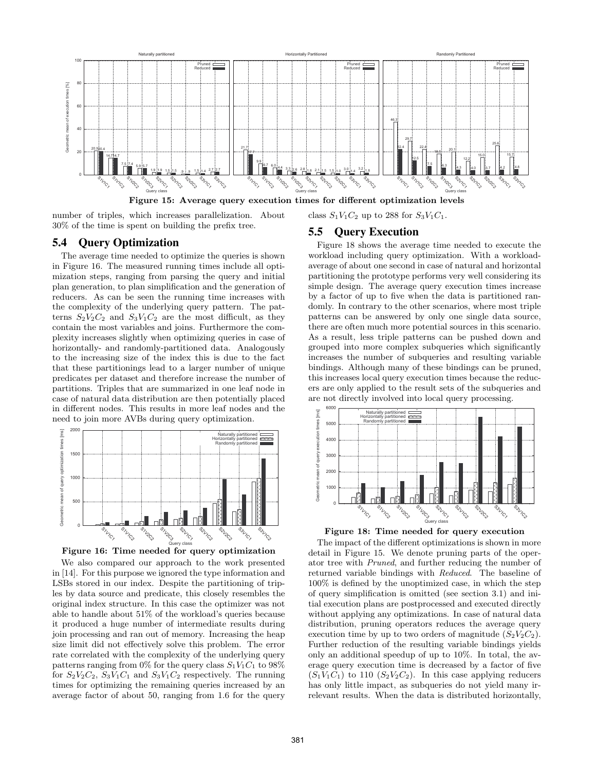Figure 15: Average query execution times for different optimization levels

number of triples, which increases parallelization. About 30% of the time is spent on building the prefix tree.

## 5.4 Query Optimization

The average time needed to optimize the queries is shown in Figure 16. The measured running times include all optimization steps, ranging from parsing the query and initial plan generation, to plan simplification and the generation of reducers. As can be seen the running time increases with the complexity of the underlying query pattern. The patterns $S_2V_2C_2$ and $S_3V_1C_2$ are the most difficult, as they contain the most variables and joins. Furthermore the complexity increases slightly when optimizing queries in case of horizontally- and randomly-partitioned data. Analogously to the increasing size of the index this is due to the fact that these partitionings lead to a larger number of unique predicates per dataset and therefore increase the number of partitions. Triples that are summarized in one leaf node in case of natural data distribution are then potentially placed in different nodes. This results in more leaf nodes and the need to join more AVBs during query optimization.

Figure 16: Time needed for query optimization

We also compared our approach to the work presented in [14]. For this purpose we ignored the type information and LSBs stored in our index. Despite the partitioning of triples by data source and predicate, this closely resembles the original index structure. In this case the optimizer was not able to handle about 51% of the workload's queries because it produced a huge number of intermediate results during join processing and ran out of memory. Increasing the heap size limit did not effectively solve this problem. The error rate correlated with the complexity of the underlying query patterns ranging from 0% for the query class $S_1V_1C_1$ to 98% for $S_2V_2C_2$, $S_3V_1C_1$ and $S_3V_1C_2$ respectively. The running times for optimizing the remaining queries increased by an average factor of about 50, ranging from 1.6 for the query class $S_1V_1C_2$ up to 288 for $S_3V_1C_1$.

## 5.5 Query Execution

Figure 18 shows the average time needed to execute the workload including query optimization. With a workload-average of about one second in case of natural and horizontal partitioning the prototype performs very well considering its simple design. The average query execution times increase by a factor of up to five when the data is partitioned randomly. In contrary to the other scenarios, where most triple patterns can be answered by only one single data source, there are often much more potential sources in this scenario. As a result, less triple patterns can be pushed down and grouped into more complex subqueries which significantly increases the number of subqueries and resulting variable bindings. Although many of these bindings can be pruned, this increases local query execution times because the reducers are only applied to the result sets of the subqueries and are not directly involved into local query processing.

Figure 18: Time needed for query execution

The impact of the different optimizations is shown in more detail in Figure 15. We denote pruning parts of the operator tree with *Pruned*, and further reducing the number of returned variable bindings with *Reduced*. The baseline of 100% is defined by the unoptimized case, in which the step of query simplification is omitted (see section 3.1) and initial execution plans are postprocessed and executed directly without applying any optimizations. In case of natural data distribution, pruning operators reduces the average query execution time by up to two orders of magnitude ($S_2V_2C_2$). Further reduction of the resulting variable bindings yields only an additional speedup of up to 10%. In total, the average query execution time is decreased by a factor of five ($S_1V_1C_1$) to 110 ($S_2V_2C_2$). In this case applying reducers has only little impact, as subqueries do not yield many irrelevant results. When the data is distributed horizontally,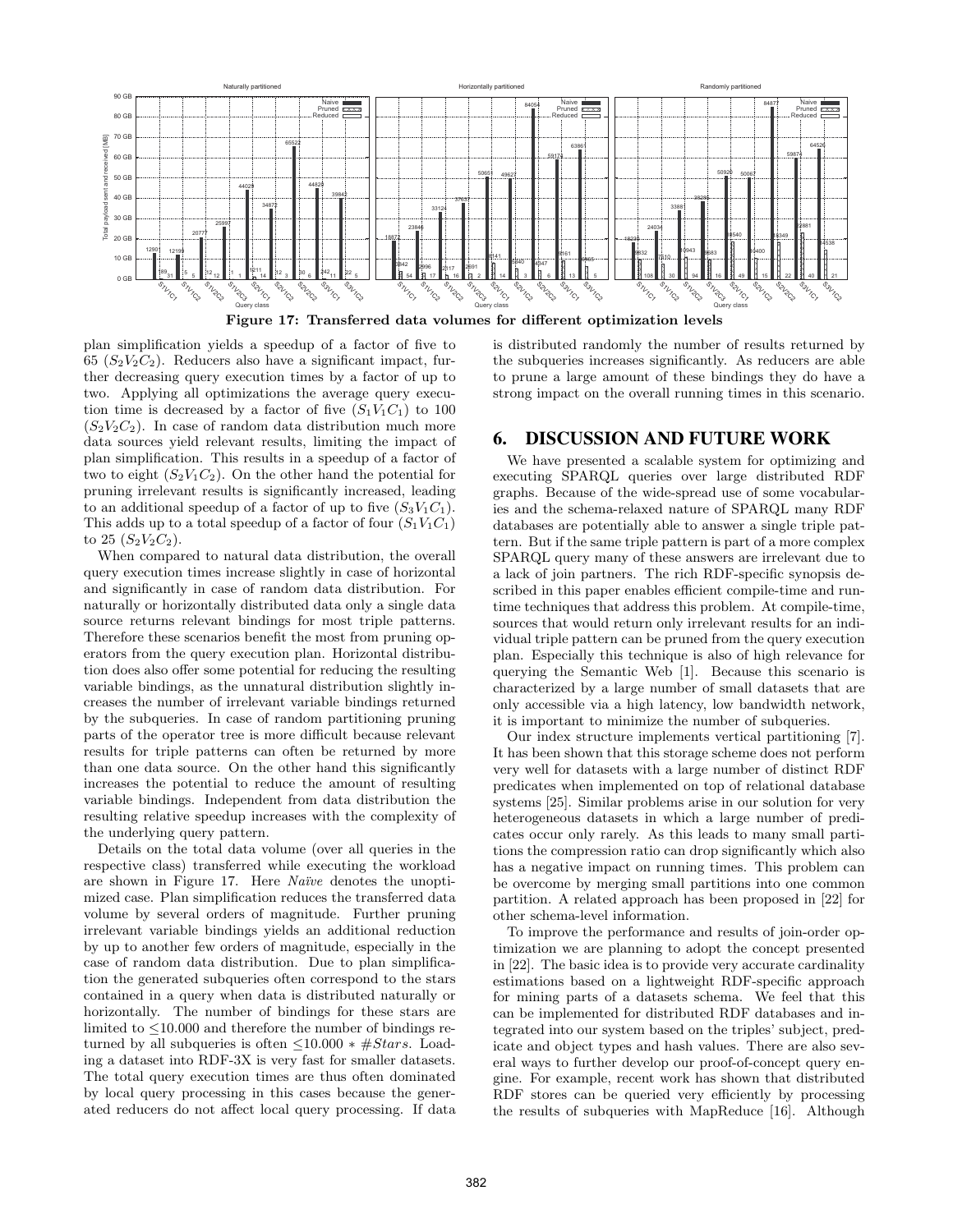Figure 17: Transferred data volumes for different optimization levels

plan simplification yields a speedup of a factor of five to 65 ($S_2V_2C_2$). Reducers also have a significant impact, further decreasing query execution times by a factor of up to two. Applying all optimizations the average query execution time is decreased by a factor of five ($S_1V_1C_1$) to 100 ($S_2V_2C_2$). In case of random data distribution much more data sources yield relevant results, limiting the impact of plan simplification. This results in a speedup of a factor of two to eight ($S_2V_1C_2$). On the other hand the potential for pruning irrelevant results is significantly increased, leading to an additional speedup of a factor of up to five ($S_3V_1C_1$). This adds up to a total speedup of a factor of four ($S_1V_1C_1$) to 25 ($S_2V_2C_2$).

When compared to natural data distribution, the overall query execution times increase slightly in case of horizontal and significantly in case of random data distribution. For naturally or horizontally distributed data only a single data source returns relevant bindings for most triple patterns. Therefore these scenarios benefit the most from pruning operators from the query execution plan. Horizontal distribution does also offer some potential for reducing the resulting variable bindings, as the unnatural distribution slightly increases the number of irrelevant variable bindings returned by the subqueries. In case of random partitioning pruning parts of the operator tree is more difficult because relevant results for triple patterns can often be returned by more than one data source. On the other hand this significantly increases the potential to reduce the amount of resulting variable bindings. Independent from data distribution the resulting relative speedup increases with the complexity of the underlying query pattern.

Details on the total data volume (over all queries in the respective class) transferred while executing the workload are shown in Figure 17. Here *Naïve* denotes the unoptimized case. Plan simplification reduces the transferred data volume by several orders of magnitude. Further pruning irrelevant variable bindings yields an additional reduction by up to another few orders of magnitude, especially in the case of random data distribution. Due to plan simplification the generated subqueries often correspond to the stars contained in a query when data is distributed naturally or horizontally. The number of bindings for these stars are limited to $\leq$10.000 and therefore the number of bindings returned by all subqueries is often $\leq 10.000 * \#Stars$. Loading a dataset into RDF-3X is very fast for smaller datasets. The total query execution times are thus often dominated by local query processing in this cases because the generated reducers do not affect local query processing. If data is distributed randomly the number of results returned by the subqueries increases significantly. As reducers are able to prune a large amount of these bindings they do have a strong impact on the overall running times in this scenario.

## 6. DISCUSSION AND FUTURE WORK

We have presented a scalable system for optimizing and executing SPARQL queries over large distributed RDF graphs. Because of the wide-spread use of some vocabularies and the schema-relaxed nature of SPARQL many RDF databases are potentially able to answer a single triple pattern. But if the same triple pattern is part of a more complex SPARQL query many of these answers are irrelevant due to a lack of join partners. The rich RDF-specific synopsis described in this paper enables efficient compile-time and runtime techniques that address this problem. At compile-time, sources that would return only irrelevant results for an individual triple pattern can be pruned from the query execution plan. Especially this technique is also of high relevance for querying the Semantic Web [1]. Because this scenario is characterized by a large number of small datasets that are only accessible via a high latency, low bandwidth network, it is important to minimize the number of subqueries.

Our index structure implements vertical partitioning [7]. It has been shown that this storage scheme does not perform very well for datasets with a large number of distinct RDF predicates when implemented on top of relational database systems [25]. Similar problems arise in our solution for very heterogeneous datasets in which a large number of predicates occur only rarely. As this leads to many small partitions the compression ratio can drop significantly which also has a negative impact on running times. This problem can be overcome by merging small partitions into one common partition. A related approach has been proposed in [22] for other schema-level information.

To improve the performance and results of join-order optimization we are planning to adopt the concept presented in [22]. The basic idea is to provide very accurate cardinality estimations based on a lightweight RDF-specific approach for mining parts of a datasets schema. We feel that this can be implemented for distributed RDF databases and integrated into our system based on the triples' subject, predicate and object types and hash values. There are also several ways to further develop our proof-of-concept query engine. For example, recent work has shown that distributed RDF stores can be queried very efficiently by processing the results of subqueries with MapReduce [16]. Although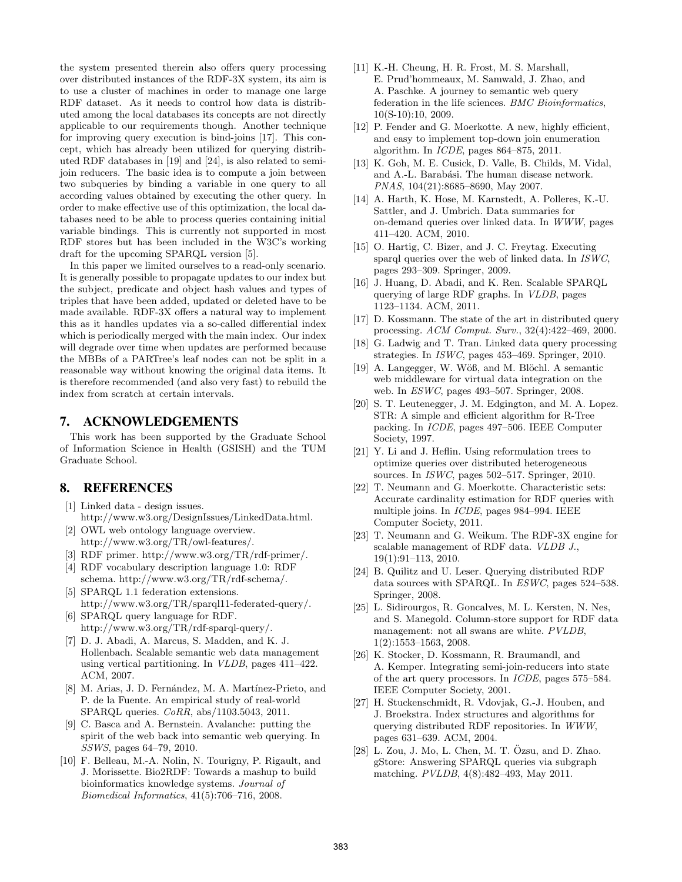the system presented therein also offers query processing over distributed instances of the RDF-3X system, its aim is to use a cluster of machines in order to manage one large RDF dataset. As it needs to control how data is distributed among the local databases its concepts are not directly applicable to our requirements though. Another technique for improving query execution is bind-joins [17]. This concept, which has already been utilized for querying distributed RDF databases in [19] and [24], is also related to semi-join reducers. The basic idea is to compute a join between two subqueries by binding a variable in one query to all according values obtained by executing the other query. In order to make effective use of this optimization, the local databases need to be able to process queries containing initial variable bindings. This is currently not supported in most RDF stores but has been included in the W3C's working draft for the upcoming SPARQL version [5].

In this paper we limited ourselves to a read-only scenario. It is generally possible to propagate updates to our index but the subject, predicate and object hash values and types of triples that have been added, updated or deleted have to be made available. RDF-3X offers a natural way to implement this as it handles updates via a so-called differential index which is periodically merged with the main index. Our index will degrade over time when updates are performed because the MBBs of a PARTree's leaf nodes can not be split in a reasonable way without knowing the original data items. It is therefore recommended (and also very fast) to rebuild the index from scratch at certain intervals.

## 7. ACKNOWLEDGEMENTS

This work has been supported by the Graduate School of Information Science in Health (GSISH) and the TUM Graduate School.

## 8. REFERENCES

[1] Linked data - design issues. http://www.w3.org/DesignIssues/LinkedData.html.

[2] OWL web ontology language overview. http://www.w3.org/TR/owl-features/.

[3] RDF primer. http://www.w3.org/TR/rdf-primer/.

[4] RDF vocabulary description language 1.0: RDF schema. http://www.w3.org/TR/rdf-schema/.

[5] SPARQL 1.1 federation extensions. http://www.w3.org/TR/sparql11-federated-query/.

[6] SPARQL query language for RDF. http://www.w3.org/TR/rdf-sparql-query/.

[7] D. J. Abadi, A. Marcus, S. Madden, and K. J. Hollenbach. Scalable semantic web data management using vertical partitioning. In *VLDB*, pages 411–422. ACM, 2007.

[8] M. Arias, J. D. Fernández, M. A. Martínez-Prieto, and P. de la Fuente. An empirical study of real-world SPARQL queries. *CoRR*, abs/1103.5043, 2011.

[9] C. Basca and A. Bernstein. Avalanche: putting the spirit of the web back into semantic web querying. In *SSWS*, pages 64–79, 2010.

[10] F. Belleau, M.-A. Nolin, N. Tourigny, P. Rigault, and J. Morissette. Bio2RDF: Towards a mashup to build bioinformatics knowledge systems. *Journal of Biomedical Informatics*, 41(5):706–716, 2008.

[11] K.-H. Cheung, H. R. Frost, M. S. Marshall, E. Prud'hommeaux, M. Samwald, J. Zhao, and A. Paschke. A journey to semantic web query federation in the life sciences. *BMC Bioinformatics*, 10(S-10):10, 2009.

[12] P. Fender and G. Moerkotte. A new, highly efficient, and easy to implement top-down join enumeration algorithm. In *ICDE*, pages 864–875, 2011.

[13] K. Goh, M. E. Cusick, D. Valle, B. Childs, M. Vidal, and A.-L. Barabási. The human disease network. *PNAS*, 104(21):8685–8690, May 2007.

[14] A. Harth, K. Hose, M. Karnstedt, A. Polleres, K.-U. Sattler, and J. Umbrich. Data summaries for on-demand queries over linked data. In *WWW*, pages 411–420. ACM, 2010.

[15] O. Hartig, C. Bizer, and J. C. Freytag. Executing sparql queries over the web of linked data. In *ISWC*, pages 293–309. Springer, 2009.

[16] J. Huang, D. Abadi, and K. Ren. Scalable SPARQL querying of large RDF graphs. In *VLDB*, pages 1123–1134. ACM, 2011.

[17] D. Kossmann. The state of the art in distributed query processing. *ACM Comput. Surv.*, 32(4):422–469, 2000.

[18] G. Ladwig and T. Tran. Linked data query processing strategies. In *ISWC*, pages 453–469. Springer, 2010.

[19] A. Langegger, W. Wöß, and M. Blöchl. A semantic web middleware for virtual data integration on the web. In *ESWC*, pages 493–507. Springer, 2008.

[20] S. T. Leutenegger, J. M. Edgington, and M. A. Lopez. STR: A simple and efficient algorithm for R-Tree packing. In *ICDE*, pages 497–506. IEEE Computer Society, 1997.

[21] Y. Li and J. Heflin. Using reformulation trees to optimize queries over distributed heterogeneous sources. In *ISWC*, pages 502–517. Springer, 2010.

[22] T. Neumann and G. Moerkotte. Characteristic sets: Accurate cardinality estimation for RDF queries with multiple joins. In *ICDE*, pages 984–994. IEEE Computer Society, 2011.

[23] T. Neumann and G. Weikum. The RDF-3X engine for scalable management of RDF data. *VLDB J.*, 19(1):91–113, 2010.

[24] B. Quilitz and U. Leser. Querying distributed RDF data sources with SPARQL. In *ESWC*, pages 524–538. Springer, 2008.

[25] L. Sidirourgos, R. Goncalves, M. L. Kersten, N. Nes, and S. Manegold. Column-store support for RDF data management: not all swans are white. *PVLDB*, 1(2):1553–1563, 2008.

[26] K. Stocker, D. Kossmann, R. Braumandl, and A. Kemper. Integrating semi-join-reducers into state of the art query processors. In *ICDE*, pages 575–584. IEEE Computer Society, 2001.

[27] H. Stuckenschmidt, R. Vdovjak, G.-J. Houben, and J. Broekstra. Index structures and algorithms for querying distributed RDF repositories. In *WWW*, pages 631–639. ACM, 2004.

[28] L. Zou, J. Mo, L. Chen, M. T. Özsu, and D. Zhao. gStore: Answering SPARQL queries via subgraph matching. *PVLDB*, 4(8):482–493, May 2011.